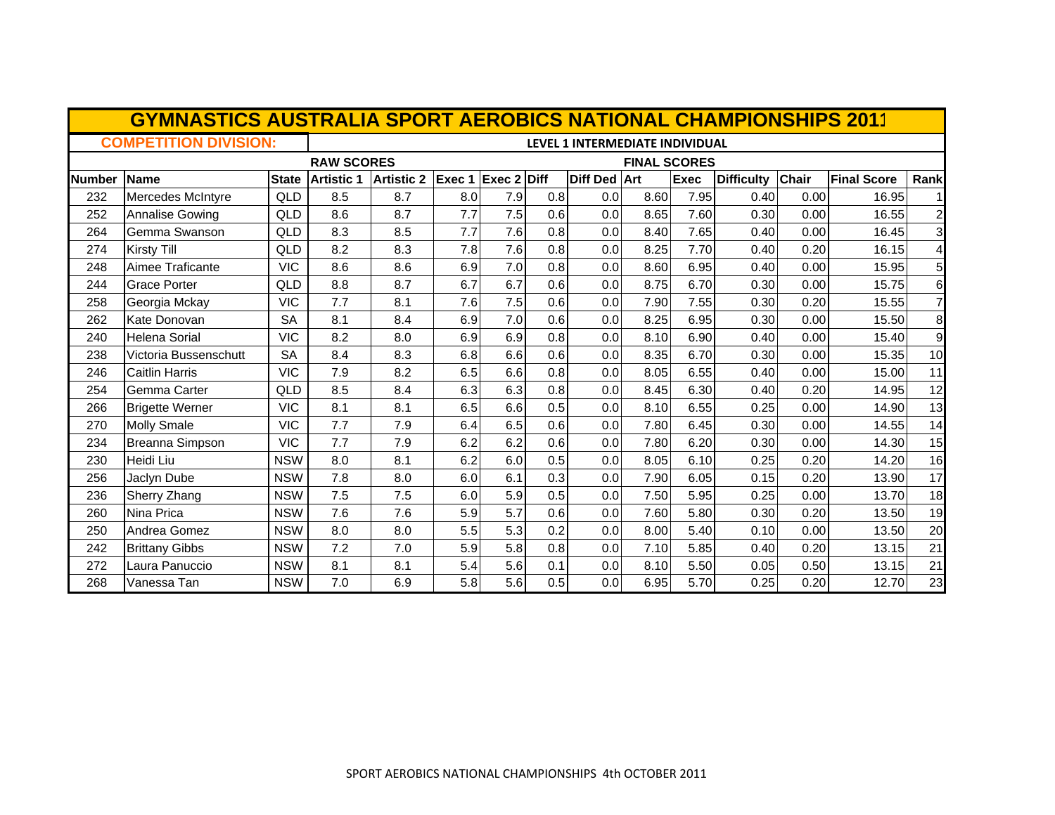# GYMNASTICS AUSTRALIA SPORT AEROBICS NATIONAL CHAMPIONSHIPS 2011

**COMPETITION DIVISION:** LEVEL 1 INTERMEDIATE INDIVIDUAL

| | | | RAW SCORES | | | | | | FINAL SCORES | | | | | |
|---|---|---|---|---|---|---|---|---|---|---|---|---|---|---|
| Number | Name | State | Artistic 1 | Artistic 2 | Exec 1 | Exec 2 | Diff | Diff Ded | Art | Exec | Difficulty | Chair | Final Score | Rank |
| 232 | Mercedes McIntyre | QLD | 8.5 | 8.7 | 8.0 | 7.9 | 0.8 | 0.0 | 8.60 | 7.95 | 0.40 | 0.00 | 16.95 | 1 |
| 252 | Annalise Gowing | QLD | 8.6 | 8.7 | 7.7 | 7.5 | 0.6 | 0.0 | 8.65 | 7.60 | 0.30 | 0.00 | 16.55 | 2 |
| 264 | Gemma Swanson | QLD | 8.3 | 8.5 | 7.7 | 7.6 | 0.8 | 0.0 | 8.40 | 7.65 | 0.40 | 0.00 | 16.45 | 3 |
| 274 | Kirsty Till | QLD | 8.2 | 8.3 | 7.8 | 7.6 | 0.8 | 0.0 | 8.25 | 7.70 | 0.40 | 0.20 | 16.15 | 4 |
| 248 | Aimee Traficante | VIC | 8.6 | 8.6 | 6.9 | 7.0 | 0.8 | 0.0 | 8.60 | 6.95 | 0.40 | 0.00 | 15.95 | 5 |
| 244 | Grace Porter | QLD | 8.8 | 8.7 | 6.7 | 6.7 | 0.6 | 0.0 | 8.75 | 6.70 | 0.30 | 0.00 | 15.75 | 6 |
| 258 | Georgia Mckay | VIC | 7.7 | 8.1 | 7.6 | 7.5 | 0.6 | 0.0 | 7.90 | 7.55 | 0.30 | 0.20 | 15.55 | 7 |
| 262 | Kate Donovan | SA | 8.1 | 8.4 | 6.9 | 7.0 | 0.6 | 0.0 | 8.25 | 6.95 | 0.30 | 0.00 | 15.50 | 8 |
| 240 | Helena Sorial | VIC | 8.2 | 8.0 | 6.9 | 6.9 | 0.8 | 0.0 | 8.10 | 6.90 | 0.40 | 0.00 | 15.40 | 9 |
| 238 | Victoria Bussenschutt | SA | 8.4 | 8.3 | 6.8 | 6.6 | 0.6 | 0.0 | 8.35 | 6.70 | 0.30 | 0.00 | 15.35 | 10 |
| 246 | Caitlin Harris | VIC | 7.9 | 8.2 | 6.5 | 6.6 | 0.8 | 0.0 | 8.05 | 6.55 | 0.40 | 0.00 | 15.00 | 11 |
| 254 | Gemma Carter | QLD | 8.5 | 8.4 | 6.3 | 6.3 | 0.8 | 0.0 | 8.45 | 6.30 | 0.40 | 0.20 | 14.95 | 12 |
| 266 | Brigette Werner | VIC | 8.1 | 8.1 | 6.5 | 6.6 | 0.5 | 0.0 | 8.10 | 6.55 | 0.25 | 0.00 | 14.90 | 13 |
| 270 | Molly Smale | VIC | 7.7 | 7.9 | 6.4 | 6.5 | 0.6 | 0.0 | 7.80 | 6.45 | 0.30 | 0.00 | 14.55 | 14 |
| 234 | Breanna Simpson | VIC | 7.7 | 7.9 | 6.2 | 6.2 | 0.6 | 0.0 | 7.80 | 6.20 | 0.30 | 0.00 | 14.30 | 15 |
| 230 | Heidi Liu | NSW | 8.0 | 8.1 | 6.2 | 6.0 | 0.5 | 0.0 | 8.05 | 6.10 | 0.25 | 0.20 | 14.20 | 16 |
| 256 | Jaclyn Dube | NSW | 7.8 | 8.0 | 6.0 | 6.1 | 0.3 | 0.0 | 7.90 | 6.05 | 0.15 | 0.20 | 13.90 | 17 |
| 236 | Sherry Zhang | NSW | 7.5 | 7.5 | 6.0 | 5.9 | 0.5 | 0.0 | 7.50 | 5.95 | 0.25 | 0.00 | 13.70 | 18 |
| 260 | Nina Prica | NSW | 7.6 | 7.6 | 5.9 | 5.7 | 0.6 | 0.0 | 7.60 | 5.80 | 0.30 | 0.20 | 13.50 | 19 |
| 250 | Andrea Gomez | NSW | 8.0 | 8.0 | 5.5 | 5.3 | 0.2 | 0.0 | 8.00 | 5.40 | 0.10 | 0.00 | 13.50 | 20 |
| 242 | Brittany Gibbs | NSW | 7.2 | 7.0 | 5.9 | 5.8 | 0.8 | 0.0 | 7.10 | 5.85 | 0.40 | 0.20 | 13.15 | 21 |
| 272 | Laura Panuccio | NSW | 8.1 | 8.1 | 5.4 | 5.6 | 0.1 | 0.0 | 8.10 | 5.50 | 0.05 | 0.50 | 13.15 | 21 |
| 268 | Vanessa Tan | NSW | 7.0 | 6.9 | 5.8 | 5.6 | 0.5 | 0.0 | 6.95 | 5.70 | 0.25 | 0.20 | 12.70 | 23 |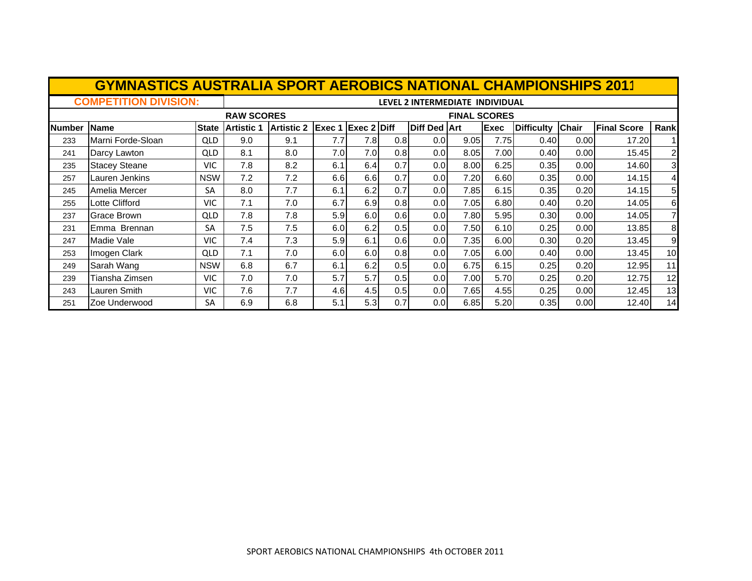# GYMNASTICS AUSTRALIA SPORT AEROBICS NATIONAL CHAMPIONSHIPS 2011

**COMPETITION DIVISION:** LEVEL 2 INTERMEDIATE INDIVIDUAL

| | | | RAW SCORES | | | | | | FINAL SCORES | | | | | |
|---|---|---|---|---|---|---|---|---|---|---|---|---|---|---|
| **Number** | **Name** | **State** | **Artistic 1** | **Artistic 2** | **Exec 1** | **Exec 2** | **Diff** | **Diff Ded** | **Art** | **Exec** | **Difficulty** | **Chair** | **Final Score** | **Rank** |
| 233 | Marni Forde-Sloan | QLD | 9.0 | 9.1 | 7.7 | 7.8 | 0.8 | 0.0 | 9.05 | 7.75 | 0.40 | 0.00 | 17.20 | 1 |
| 241 | Darcy Lawton | QLD | 8.1 | 8.0 | 7.0 | 7.0 | 0.8 | 0.0 | 8.05 | 7.00 | 0.40 | 0.00 | 15.45 | 2 |
| 235 | Stacey Steane | VIC | 7.8 | 8.2 | 6.1 | 6.4 | 0.7 | 0.0 | 8.00 | 6.25 | 0.35 | 0.00 | 14.60 | 3 |
| 257 | Lauren Jenkins | NSW | 7.2 | 7.2 | 6.6 | 6.6 | 0.7 | 0.0 | 7.20 | 6.60 | 0.35 | 0.00 | 14.15 | 4 |
| 245 | Amelia Mercer | SA | 8.0 | 7.7 | 6.1 | 6.2 | 0.7 | 0.0 | 7.85 | 6.15 | 0.35 | 0.20 | 14.15 | 5 |
| 255 | Lotte Clifford | VIC | 7.1 | 7.0 | 6.7 | 6.9 | 0.8 | 0.0 | 7.05 | 6.80 | 0.40 | 0.20 | 14.05 | 6 |
| 237 | Grace Brown | QLD | 7.8 | 7.8 | 5.9 | 6.0 | 0.6 | 0.0 | 7.80 | 5.95 | 0.30 | 0.00 | 14.05 | 7 |
| 231 | Emma Brennan | SA | 7.5 | 7.5 | 6.0 | 6.2 | 0.5 | 0.0 | 7.50 | 6.10 | 0.25 | 0.00 | 13.85 | 8 |
| 247 | Madie Vale | VIC | 7.4 | 7.3 | 5.9 | 6.1 | 0.6 | 0.0 | 7.35 | 6.00 | 0.30 | 0.20 | 13.45 | 9 |
| 253 | Imogen Clark | QLD | 7.1 | 7.0 | 6.0 | 6.0 | 0.8 | 0.0 | 7.05 | 6.00 | 0.40 | 0.00 | 13.45 | 10 |
| 249 | Sarah Wang | NSW | 6.8 | 6.7 | 6.1 | 6.2 | 0.5 | 0.0 | 6.75 | 6.15 | 0.25 | 0.20 | 12.95 | 11 |
| 239 | Tiansha Zimsen | VIC | 7.0 | 7.0 | 5.7 | 5.7 | 0.5 | 0.0 | 7.00 | 5.70 | 0.25 | 0.20 | 12.75 | 12 |
| 243 | Lauren Smith | VIC | 7.6 | 7.7 | 4.6 | 4.5 | 0.5 | 0.0 | 7.65 | 4.55 | 0.25 | 0.00 | 12.45 | 13 |
| 251 | Zoe Underwood | SA | 6.9 | 6.8 | 5.1 | 5.3 | 0.7 | 0.0 | 6.85 | 5.20 | 0.35 | 0.00 | 12.40 | 14 |

SPORT AEROBICS NATIONAL CHAMPIONSHIPS 4th OCTOBER 2011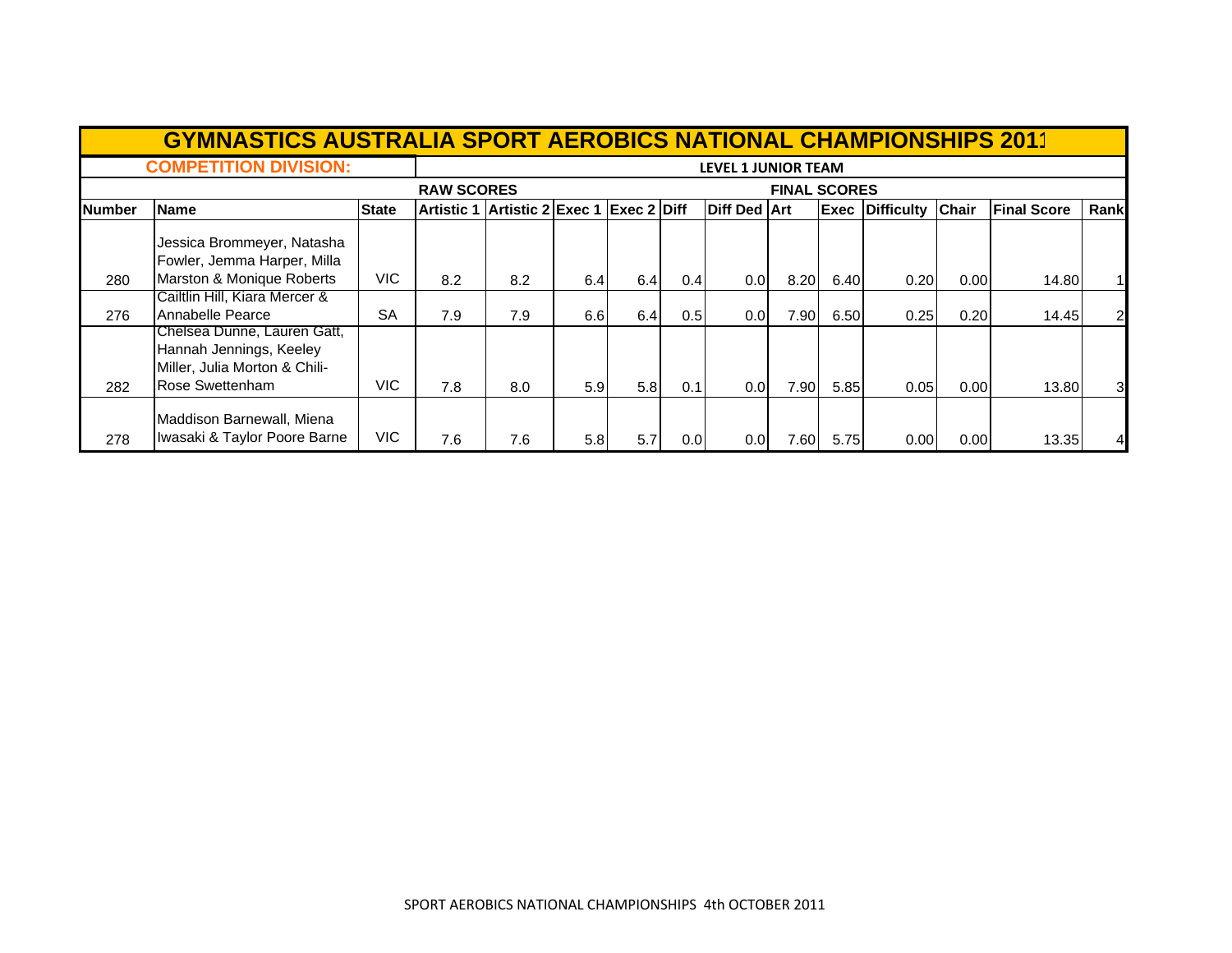# GYMNASTICS AUSTRALIA SPORT AEROBICS NATIONAL CHAMPIONSHIPS 2011

**COMPETITION DIVISION:** LEVEL 1 JUNIOR TEAM

| | | | RAW SCORES | | | | | | FINAL SCORES | | | | | |
|---|---|---|---|---|---|---|---|---|---|---|---|---|---|---|
| **Number** | **Name** | **State** | **Artistic 1** | **Artistic 2** | **Exec 1** | **Exec 2** | **Diff** | **Diff Ded** | **Art** | **Exec** | **Difficulty** | **Chair** | **Final Score** | **Rank** |
| 280 | Jessica Brommeyer, Natasha Fowler, Jemma Harper, Milla Marston & Monique Roberts | VIC | 8.2 | 8.2 | 6.4 | 6.4 | 0.4 | 0.0 | 8.20 | 6.40 | 0.20 | 0.00 | 14.80 | 1 |
| 276 | Cailtlin Hill, Kiara Mercer & Annabelle Pearce | SA | 7.9 | 7.9 | 6.6 | 6.4 | 0.5 | 0.0 | 7.90 | 6.50 | 0.25 | 0.20 | 14.45 | 2 |
| 282 | Chelsea Dunne, Lauren Gatt, Hannah Jennings, Keeley Miller, Julia Morton & Chili-Rose Swettenham | VIC | 7.8 | 8.0 | 5.9 | 5.8 | 0.1 | 0.0 | 7.90 | 5.85 | 0.05 | 0.00 | 13.80 | 3 |
| 278 | Maddison Barnewall, Miena Iwasaki & Taylor Poore Barne | VIC | 7.6 | 7.6 | 5.8 | 5.7 | 0.0 | 0.0 | 7.60 | 5.75 | 0.00 | 0.00 | 13.35 | 4 |

SPORT AEROBICS NATIONAL CHAMPIONSHIPS 4th OCTOBER 2011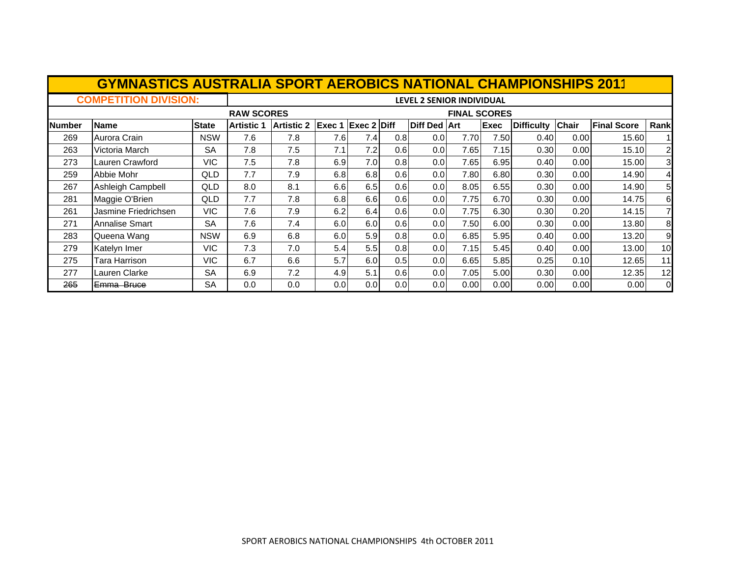# GYMNASTICS AUSTRALIA SPORT AEROBICS NATIONAL CHAMPIONSHIPS 2011

**COMPETITION DIVISION:** LEVEL 2 SENIOR INDIVIDUAL

| | | | RAW SCORES | | | | | | FINAL SCORES | | | | | |
|---|---|---|---|---|---|---|---|---|---|---|---|---|---|---|
| **Number** | **Name** | **State** | **Artistic 1** | **Artistic 2** | **Exec 1** | **Exec 2** | **Diff** | **Diff Ded** | **Art** | **Exec** | **Difficulty** | **Chair** | **Final Score** | **Rank** |
| 269 | Aurora Crain | NSW | 7.6 | 7.8 | 7.6 | 7.4 | 0.8 | 0.0 | 7.70 | 7.50 | 0.40 | 0.00 | 15.60 | 1 |
| 263 | Victoria March | SA | 7.8 | 7.5 | 7.1 | 7.2 | 0.6 | 0.0 | 7.65 | 7.15 | 0.30 | 0.00 | 15.10 | 2 |
| 273 | Lauren Crawford | VIC | 7.5 | 7.8 | 6.9 | 7.0 | 0.8 | 0.0 | 7.65 | 6.95 | 0.40 | 0.00 | 15.00 | 3 |
| 259 | Abbie Mohr | QLD | 7.7 | 7.9 | 6.8 | 6.8 | 0.6 | 0.0 | 7.80 | 6.80 | 0.30 | 0.00 | 14.90 | 4 |
| 267 | Ashleigh Campbell | QLD | 8.0 | 8.1 | 6.6 | 6.5 | 0.6 | 0.0 | 8.05 | 6.55 | 0.30 | 0.00 | 14.90 | 5 |
| 281 | Maggie O'Brien | QLD | 7.7 | 7.8 | 6.8 | 6.6 | 0.6 | 0.0 | 7.75 | 6.70 | 0.30 | 0.00 | 14.75 | 6 |
| 261 | Jasmine Friedrichsen | VIC | 7.6 | 7.9 | 6.2 | 6.4 | 0.6 | 0.0 | 7.75 | 6.30 | 0.30 | 0.20 | 14.15 | 7 |
| 271 | Annalise Smart | SA | 7.6 | 7.4 | 6.0 | 6.0 | 0.6 | 0.0 | 7.50 | 6.00 | 0.30 | 0.00 | 13.80 | 8 |
| 283 | Queena Wang | NSW | 6.9 | 6.8 | 6.0 | 5.9 | 0.8 | 0.0 | 6.85 | 5.95 | 0.40 | 0.00 | 13.20 | 9 |
| 279 | Katelyn Imer | VIC | 7.3 | 7.0 | 5.4 | 5.5 | 0.8 | 0.0 | 7.15 | 5.45 | 0.40 | 0.00 | 13.00 | 10 |
| 275 | Tara Harrison | VIC | 6.7 | 6.6 | 5.7 | 6.0 | 0.5 | 0.0 | 6.65 | 5.85 | 0.25 | 0.10 | 12.65 | 11 |
| 277 | Lauren Clarke | SA | 6.9 | 7.2 | 4.9 | 5.1 | 0.6 | 0.0 | 7.05 | 5.00 | 0.30 | 0.00 | 12.35 | 12 |
| ~~265~~ | ~~Emma Bruce~~ | SA | 0.0 | 0.0 | 0.0 | 0.0 | 0.0 | 0.0 | 0.00 | 0.00 | 0.00 | 0.00 | 0.00 | 0 |

SPORT AEROBICS NATIONAL CHAMPIONSHIPS 4th OCTOBER 2011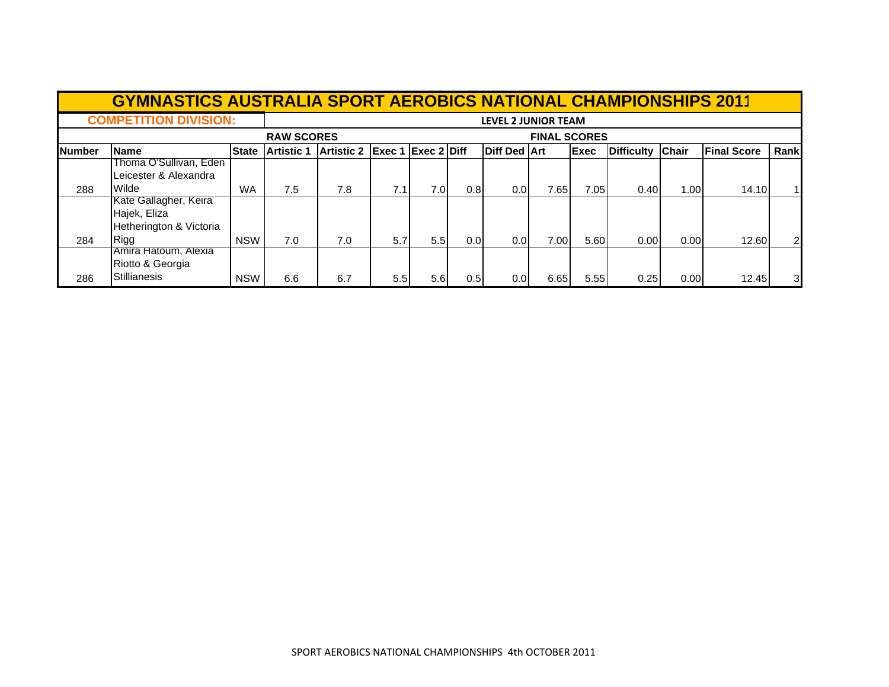# GYMNASTICS AUSTRALIA SPORT AEROBICS NATIONAL CHAMPIONSHIPS 2011

**COMPETITION DIVISION:** LEVEL 2 JUNIOR TEAM

| | | | RAW SCORES | | | | | | FINAL SCORES | | | | | |
|---|---|---|---|---|---|---|---|---|---|---|---|---|---|---|
| **Number** | **Name** | **State** | **Artistic 1** | **Artistic 2** | **Exec 1** | **Exec 2** | **Diff** | **Diff Ded** | **Art** | **Exec** | **Difficulty** | **Chair** | **Final Score** | **Rank** |
| 288 | Thoma O'Sullivan, Eden Leicester & Alexandra Wilde | WA | 7.5 | 7.8 | 7.1 | 7.0 | 0.8 | 0.0 | 7.65 | 7.05 | 0.40 | 1.00 | 14.10 | 1 |
| 284 | Kate Gallagher, Keira Hajek, Eliza Hetherington & Victoria Rigg | NSW | 7.0 | 7.0 | 5.7 | 5.5 | 0.0 | 0.0 | 7.00 | 5.60 | 0.00 | 0.00 | 12.60 | 2 |
| 286 | Amira Hatoum, Alexia Riotto & Georgia Stillianesis | NSW | 6.6 | 6.7 | 5.5 | 5.6 | 0.5 | 0.0 | 6.65 | 5.55 | 0.25 | 0.00 | 12.45 | 3 |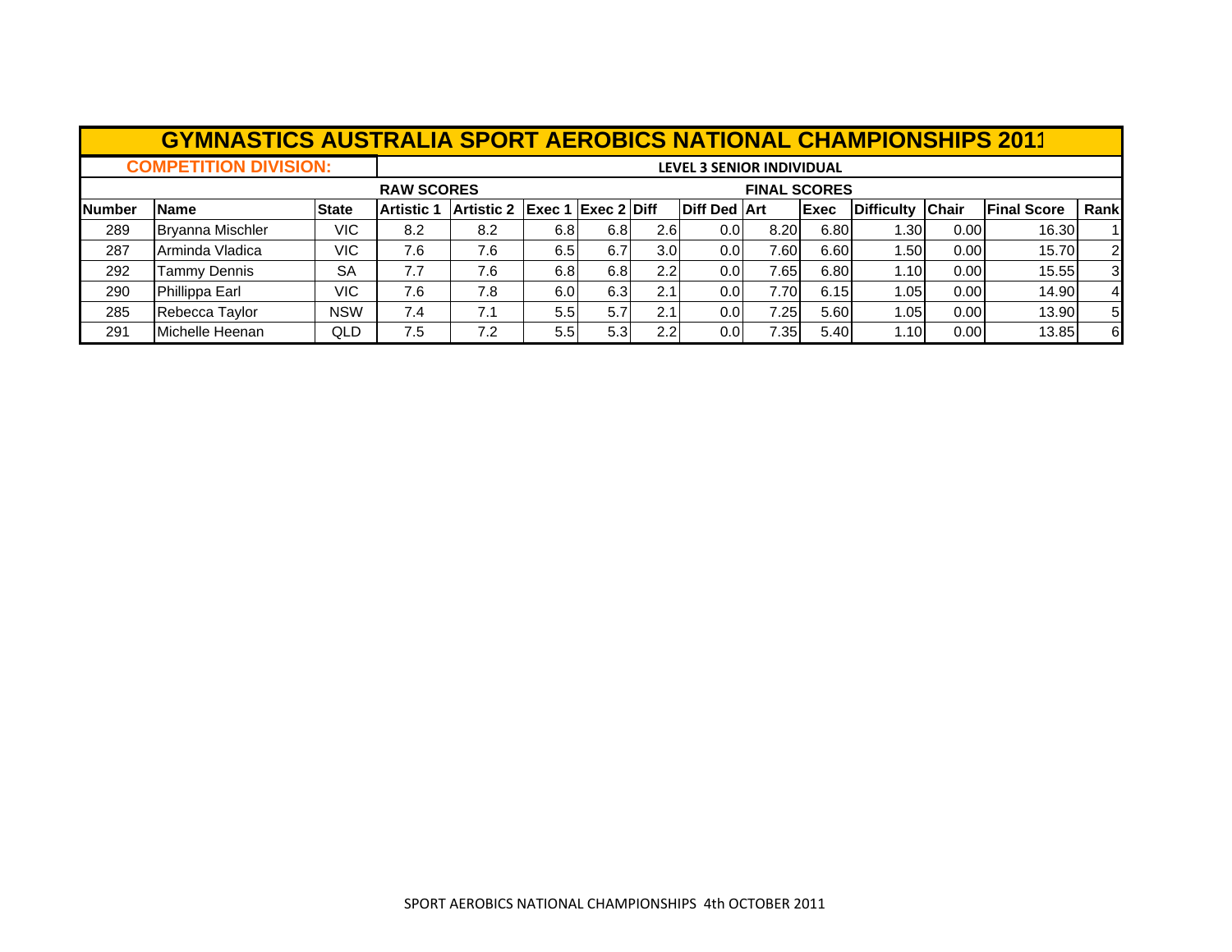# GYMNASTICS AUSTRALIA SPORT AEROBICS NATIONAL CHAMPIONSHIPS 2011

**COMPETITION DIVISION:** LEVEL 3 SENIOR INDIVIDUAL

| | | | RAW SCORES | | | | | | FINAL SCORES | | | | | |
|---|---|---|---|---|---|---|---|---|---|---|---|---|---|---|
| **Number** | **Name** | **State** | **Artistic 1** | **Artistic 2** | **Exec 1** | **Exec 2** | **Diff** | **Diff Ded** | **Art** | **Exec** | **Difficulty** | **Chair** | **Final Score** | **Rank** |
| 289 | Bryanna Mischler | VIC | 8.2 | 8.2 | 6.8 | 6.8 | 2.6 | 0.0 | 8.20 | 6.80 | 1.30 | 0.00 | 16.30 | 1 |
| 287 | Arminda Vladica | VIC | 7.6 | 7.6 | 6.5 | 6.7 | 3.0 | 0.0 | 7.60 | 6.60 | 1.50 | 0.00 | 15.70 | 2 |
| 292 | Tammy Dennis | SA | 7.7 | 7.6 | 6.8 | 6.8 | 2.2 | 0.0 | 7.65 | 6.80 | 1.10 | 0.00 | 15.55 | 3 |
| 290 | Phillippa Earl | VIC | 7.6 | 7.8 | 6.0 | 6.3 | 2.1 | 0.0 | 7.70 | 6.15 | 1.05 | 0.00 | 14.90 | 4 |
| 285 | Rebecca Taylor | NSW | 7.4 | 7.1 | 5.5 | 5.7 | 2.1 | 0.0 | 7.25 | 5.60 | 1.05 | 0.00 | 13.90 | 5 |
| 291 | Michelle Heenan | QLD | 7.5 | 7.2 | 5.5 | 5.3 | 2.2 | 0.0 | 7.35 | 5.40 | 1.10 | 0.00 | 13.85 | 6 |